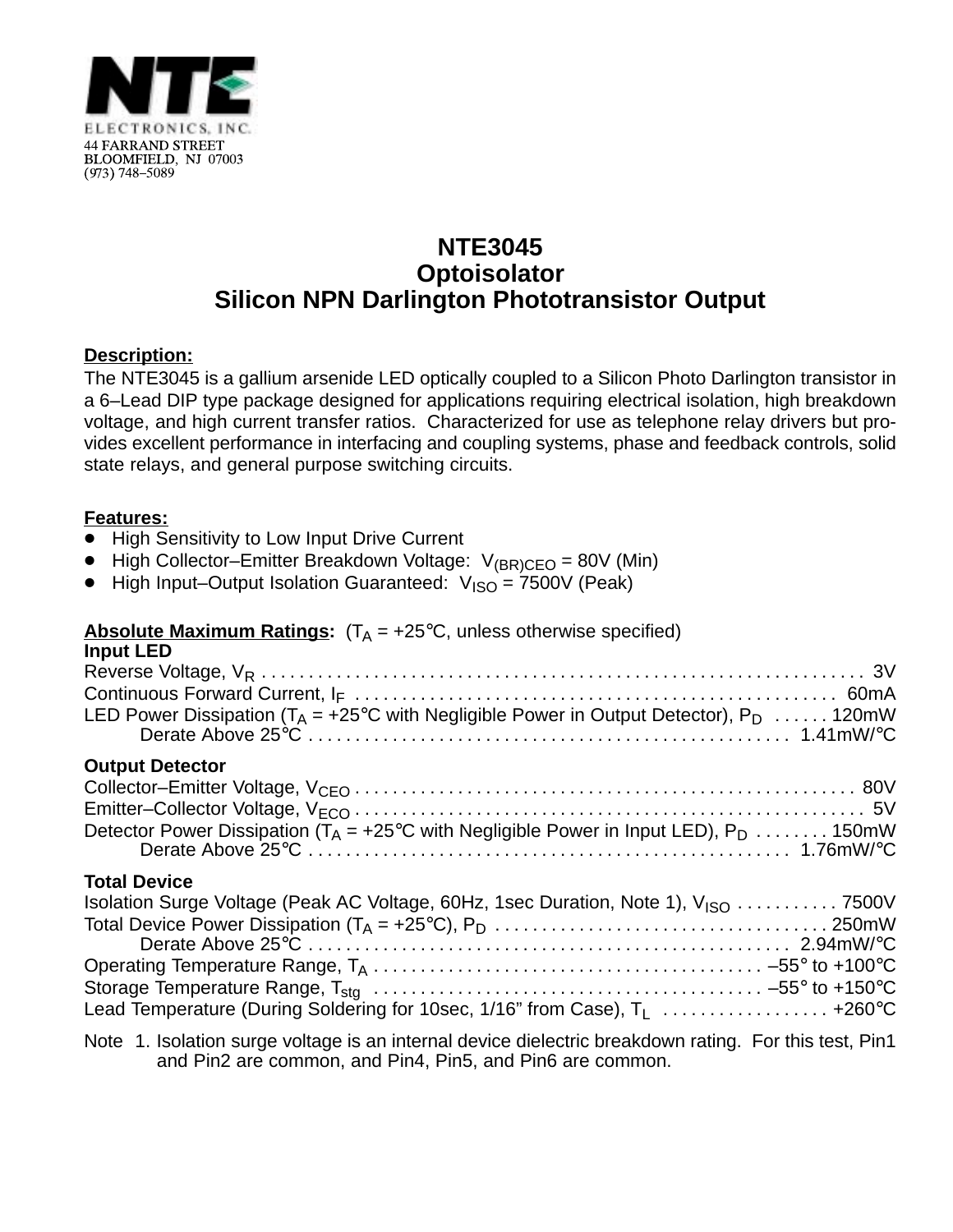NTE ELECTRONICS, INC.
44 FARRAND STREET
BLOOMFIELD, NJ 07003
(973) 748–5089

# NTE3045
# Optoisolator
# Silicon NPN Darlington Phototransistor Output

**Description:**

The NTE3045 is a gallium arsenide LED optically coupled to a Silicon Photo Darlington transistor in a 6–Lead DIP type package designed for applications requiring electrical isolation, high breakdown voltage, and high current transfer ratios. Characterized for use as telephone relay drivers but provides excellent performance in interfacing and coupling systems, phase and feedback controls, solid state relays, and general purpose switching circuits.

**Features:**

- High Sensitivity to Low Input Drive Current
- High Collector–Emitter Breakdown Voltage: $V_{(BR)CEO}$ = 80V (Min)
- High Input–Output Isolation Guaranteed: $V_{ISO}$ = 7500V (Peak)

**Absolute Maximum Ratings:** ($T_A$ = +25°C, unless otherwise specified)

**Input LED**

Reverse Voltage, $V_R$ . . . . . . . . . . 3V
Continuous Forward Current, $I_F$ . . . . . . . . . . 60mA
LED Power Dissipation ($T_A$ = +25°C with Negligible Power in Output Detector), $P_D$ . . . . . . 120mW
Derate Above 25°C . . . . . . . . . . 1.41mW/°C

**Output Detector**

Collector–Emitter Voltage, $V_{CEO}$ . . . . . . . . . . 80V
Emitter–Collector Voltage, $V_{ECO}$ . . . . . . . . . . 5V
Detector Power Dissipation ($T_A$ = +25°C with Negligible Power in Input LED), $P_D$ . . . . . . . . 150mW
Derate Above 25°C . . . . . . . . . . 1.76mW/°C

**Total Device**

Isolation Surge Voltage (Peak AC Voltage, 60Hz, 1sec Duration, Note 1), $V_{ISO}$ . . . . . . . . . . . 7500V
Total Device Power Dissipation ($T_A$ = +25°C), $P_D$ . . . . . . . . . . 250mW
Derate Above 25°C . . . . . . . . . . 2.94mW/°C
Operating Temperature Range, $T_A$ . . . . . . . . . . –55° to +100°C
Storage Temperature Range, $T_{stg}$ . . . . . . . . . . –55° to +150°C
Lead Temperature (During Soldering for 10sec, 1/16" from Case), $T_L$ . . . . . . . . . . +260°C

Note 1. Isolation surge voltage is an internal device dielectric breakdown rating. For this test, Pin1 and Pin2 are common, and Pin4, Pin5, and Pin6 are common.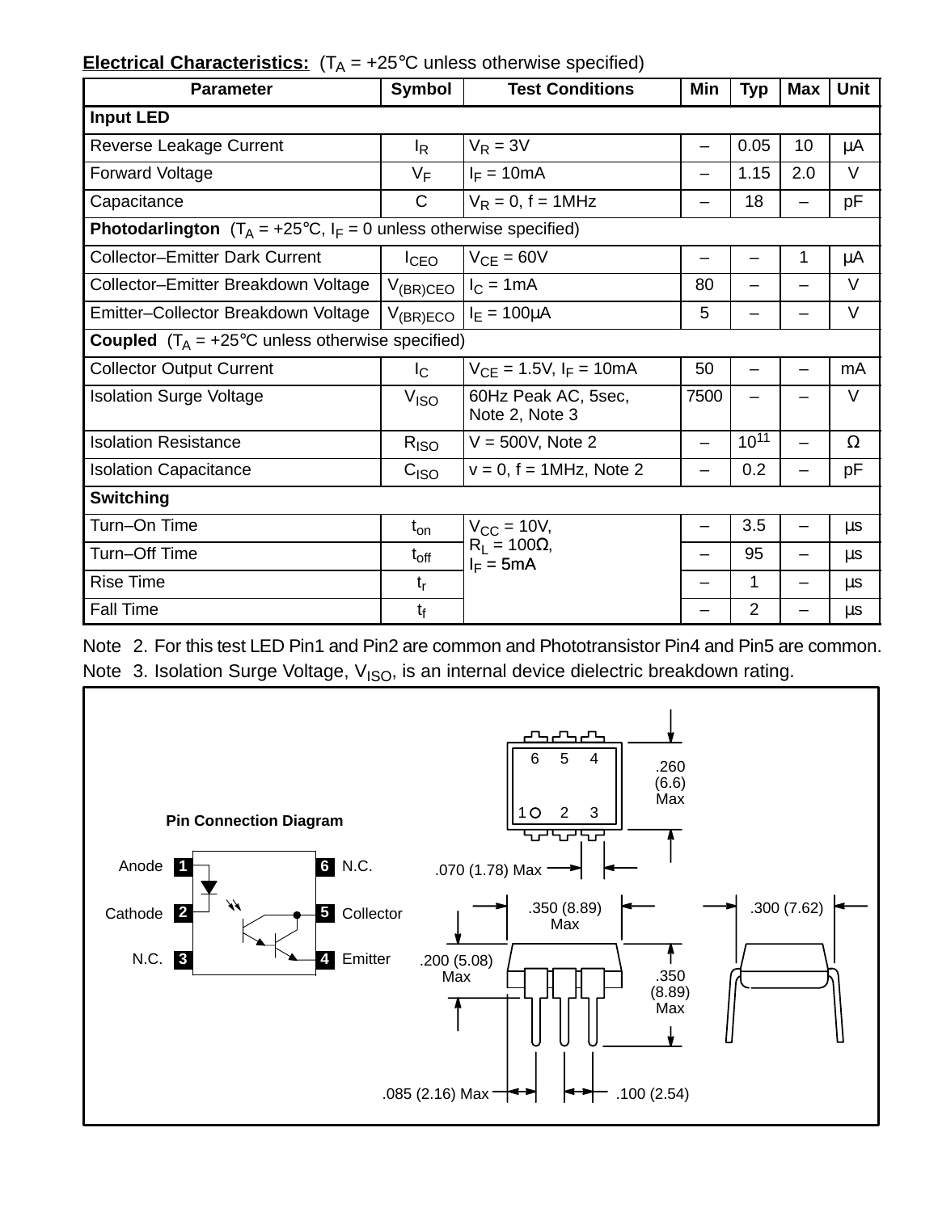**Electrical Characteristics:** ($T_A$ = +25°C unless otherwise specified)

| Parameter | Symbol | Test Conditions | Min | Typ | Max | Unit |
|---|---|---|---|---|---|---|
| **Input LED** | | | | | | |
| Reverse Leakage Current | $I_R$ | $V_R$ = 3V | – | 0.05 | 10 | μA |
| Forward Voltage | $V_F$ | $I_F$ = 10mA | – | 1.15 | 2.0 | V |
| Capacitance | C | $V_R$ = 0, f = 1MHz | – | 18 | – | pF |
| **Photodarlington** ($T_A$ = +25°C, $I_F$ = 0 unless otherwise specified) | | | | | | |
| Collector–Emitter Dark Current | $I_{CEO}$ | $V_{CE}$ = 60V | – | – | 1 | μA |
| Collector–Emitter Breakdown Voltage | $V_{(BR)CEO}$ | $I_C$ = 1mA | 80 | – | – | V |
| Emitter–Collector Breakdown Voltage | $V_{(BR)ECO}$ | $I_E$ = 100μA | 5 | – | – | V |
| **Coupled** ($T_A$ = +25°C unless otherwise specified) | | | | | | |
| Collector Output Current | $I_C$ | $V_{CE}$ = 1.5V, $I_F$ = 10mA | 50 | – | – | mA |
| Isolation Surge Voltage | $V_{ISO}$ | 60Hz Peak AC, 5sec, Note 2, Note 3 | 7500 | – | – | V |
| Isolation Resistance | $R_{ISO}$ | V = 500V, Note 2 | – | $10^{11}$ | – | Ω |
| Isolation Capacitance | $C_{ISO}$ | v = 0, f = 1MHz, Note 2 | – | 0.2 | – | pF |
| **Switching** | | | | | | |
| Turn–On Time | $t_{on}$ | $V_{CC}$ = 10V, $R_L$ = 100Ω, $I_F$ = 5mA | – | 3.5 | – | μs |
| Turn–Off Time | $t_{off}$ | | – | 95 | – | μs |
| Rise Time | $t_r$ | | – | 1 | – | μs |
| Fall Time | $t_f$ | | – | 2 | – | μs |

Note 2. For this test LED Pin1 and Pin2 are common and Phototransistor Pin4 and Pin5 are common.

Note 3. Isolation Surge Voltage, $V_{ISO}$, is an internal device dielectric breakdown rating.

**Pin Connection Diagram**

Anode 1
Cathode 2
N.C. 3
6 N.C.
5 Collector
4 Emitter

6 5 4
1 2 3

.260 (6.6) Max
.070 (1.78) Max
.350 (8.89) Max
.300 (7.62)
.200 (5.08) Max
.350 (8.89) Max
.085 (2.16) Max
.100 (2.54)